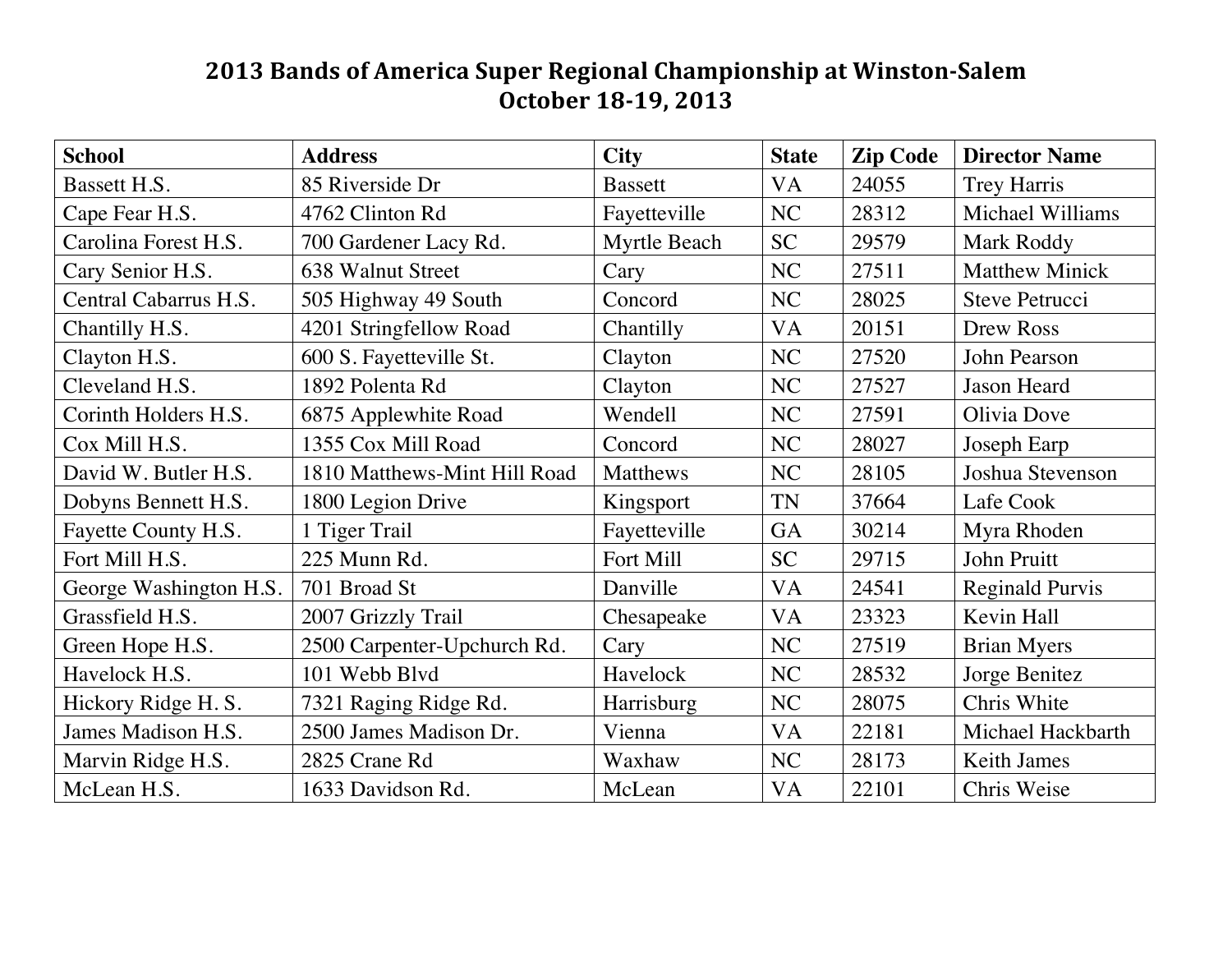# 2013 Bands of America Super Regional Championship at Winston-Salem
## October 18-19, 2013

| School | Address | City | State | Zip Code | Director Name |
|---|---|---|---|---|---|
| Bassett H.S. | 85 Riverside Dr | Bassett | VA | 24055 | Trey Harris |
| Cape Fear H.S. | 4762 Clinton Rd | Fayetteville | NC | 28312 | Michael Williams |
| Carolina Forest H.S. | 700 Gardener Lacy Rd. | Myrtle Beach | SC | 29579 | Mark Roddy |
| Cary Senior H.S. | 638 Walnut Street | Cary | NC | 27511 | Matthew Minick |
| Central Cabarrus H.S. | 505 Highway 49 South | Concord | NC | 28025 | Steve Petrucci |
| Chantilly H.S. | 4201 Stringfellow Road | Chantilly | VA | 20151 | Drew Ross |
| Clayton H.S. | 600 S. Fayetteville St. | Clayton | NC | 27520 | John Pearson |
| Cleveland H.S. | 1892 Polenta Rd | Clayton | NC | 27527 | Jason Heard |
| Corinth Holders H.S. | 6875 Applewhite Road | Wendell | NC | 27591 | Olivia Dove |
| Cox Mill H.S. | 1355 Cox Mill Road | Concord | NC | 28027 | Joseph Earp |
| David W. Butler H.S. | 1810 Matthews-Mint Hill Road | Matthews | NC | 28105 | Joshua Stevenson |
| Dobyns Bennett H.S. | 1800 Legion Drive | Kingsport | TN | 37664 | Lafe Cook |
| Fayette County H.S. | 1 Tiger Trail | Fayetteville | GA | 30214 | Myra Rhoden |
| Fort Mill H.S. | 225 Munn Rd. | Fort Mill | SC | 29715 | John Pruitt |
| George Washington H.S. | 701 Broad St | Danville | VA | 24541 | Reginald Purvis |
| Grassfield H.S. | 2007 Grizzly Trail | Chesapeake | VA | 23323 | Kevin Hall |
| Green Hope H.S. | 2500 Carpenter-Upchurch Rd. | Cary | NC | 27519 | Brian Myers |
| Havelock H.S. | 101 Webb Blvd | Havelock | NC | 28532 | Jorge Benitez |
| Hickory Ridge H. S. | 7321 Raging Ridge Rd. | Harrisburg | NC | 28075 | Chris White |
| James Madison H.S. | 2500 James Madison Dr. | Vienna | VA | 22181 | Michael Hackbarth |
| Marvin Ridge H.S. | 2825 Crane Rd | Waxhaw | NC | 28173 | Keith James |
| McLean H.S. | 1633 Davidson Rd. | McLean | VA | 22101 | Chris Weise |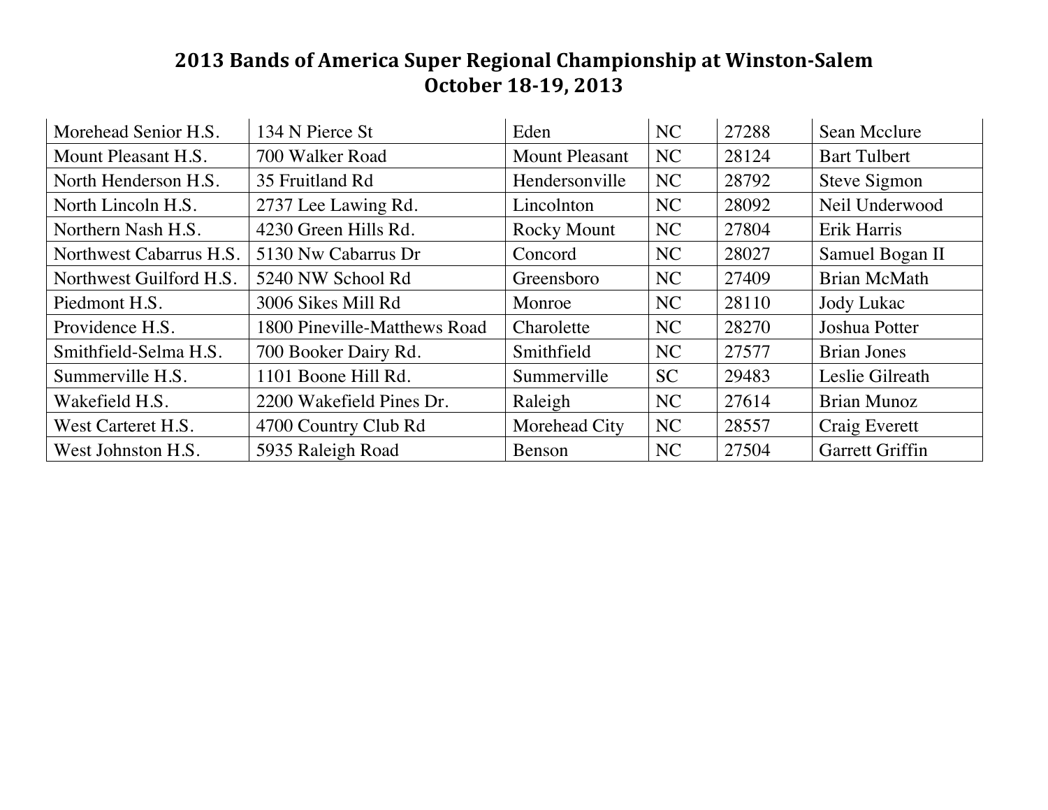# 2013 Bands of America Super Regional Championship at Winston-Salem
## October 18-19, 2013

| | | | | | |
|---|---|---|---|---|---|
| Morehead Senior H.S. | 134 N Pierce St | Eden | NC | 27288 | Sean Mcclure |
| Mount Pleasant H.S. | 700 Walker Road | Mount Pleasant | NC | 28124 | Bart Tulbert |
| North Henderson H.S. | 35 Fruitland Rd | Hendersonville | NC | 28792 | Steve Sigmon |
| North Lincoln H.S. | 2737 Lee Lawing Rd. | Lincolnton | NC | 28092 | Neil Underwood |
| Northern Nash H.S. | 4230 Green Hills Rd. | Rocky Mount | NC | 27804 | Erik Harris |
| Northwest Cabarrus H.S. | 5130 Nw Cabarrus Dr | Concord | NC | 28027 | Samuel Bogan II |
| Northwest Guilford H.S. | 5240 NW School Rd | Greensboro | NC | 27409 | Brian McMath |
| Piedmont H.S. | 3006 Sikes Mill Rd | Monroe | NC | 28110 | Jody Lukac |
| Providence H.S. | 1800 Pineville-Matthews Road | Charolette | NC | 28270 | Joshua Potter |
| Smithfield-Selma H.S. | 700 Booker Dairy Rd. | Smithfield | NC | 27577 | Brian Jones |
| Summerville H.S. | 1101 Boone Hill Rd. | Summerville | SC | 29483 | Leslie Gilreath |
| Wakefield H.S. | 2200 Wakefield Pines Dr. | Raleigh | NC | 27614 | Brian Munoz |
| West Carteret H.S. | 4700 Country Club Rd | Morehead City | NC | 28557 | Craig Everett |
| West Johnston H.S. | 5935 Raleigh Road | Benson | NC | 27504 | Garrett Griffin |